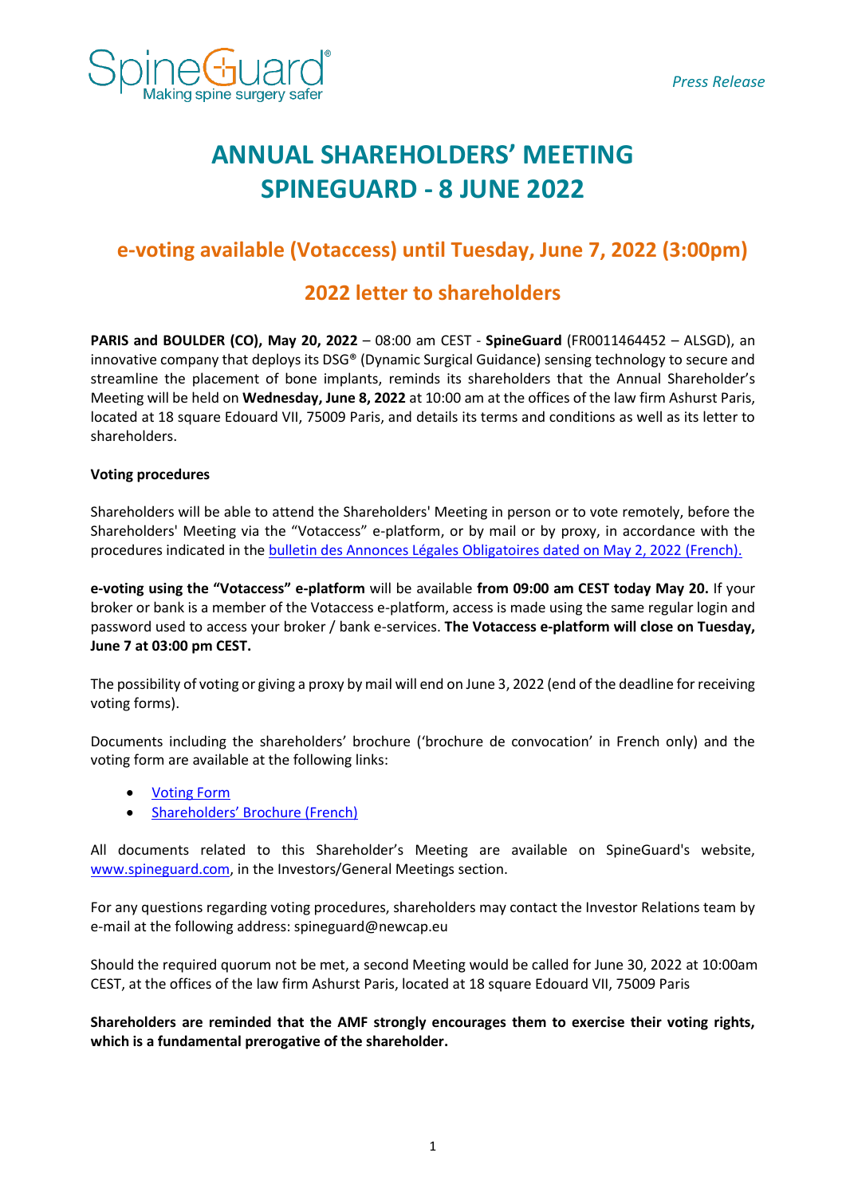*Press Release*

# ANNUAL SHAREHOLDERS' MEETING SPINEGUARD - 8 JUNE 2022

## e-voting available (Votaccess) until Tuesday, June 7, 2022 (3:00pm)

## 2022 letter to shareholders

**PARIS and BOULDER (CO), May 20, 2022** – 08:00 am CEST - **SpineGuard** (FR0011464452 – ALSGD), an innovative company that deploys its DSG® (Dynamic Surgical Guidance) sensing technology to secure and streamline the placement of bone implants, reminds its shareholders that the Annual Shareholder's Meeting will be held on **Wednesday, June 8, 2022** at 10:00 am at the offices of the law firm Ashurst Paris, located at 18 square Edouard VII, 75009 Paris, and details its terms and conditions as well as its letter to shareholders.

**Voting procedures**

Shareholders will be able to attend the Shareholders' Meeting in person or to vote remotely, before the Shareholders' Meeting via the "Votaccess" e-platform, or by mail or by proxy, in accordance with the procedures indicated in the bulletin des Annonces Légales Obligatoires dated on May 2, 2022 (French).

**e-voting using the "Votaccess" e-platform** will be available **from 09:00 am CEST today May 20.** If your broker or bank is a member of the Votaccess e-platform, access is made using the same regular login and password used to access your broker / bank e-services. **The Votaccess e-platform will close on Tuesday, June 7 at 03:00 pm CEST.**

The possibility of voting or giving a proxy by mail will end on June 3, 2022 (end of the deadline for receiving voting forms).

Documents including the shareholders' brochure ('brochure de convocation' in French only) and the voting form are available at the following links:

- Voting Form
- Shareholders' Brochure (French)

All documents related to this Shareholder's Meeting are available on SpineGuard's website, www.spineguard.com, in the Investors/General Meetings section.

For any questions regarding voting procedures, shareholders may contact the Investor Relations team by e-mail at the following address: spineguard@newcap.eu

Should the required quorum not be met, a second Meeting would be called for June 30, 2022 at 10:00am CEST, at the offices of the law firm Ashurst Paris, located at 18 square Edouard VII, 75009 Paris

**Shareholders are reminded that the AMF strongly encourages them to exercise their voting rights, which is a fundamental prerogative of the shareholder.**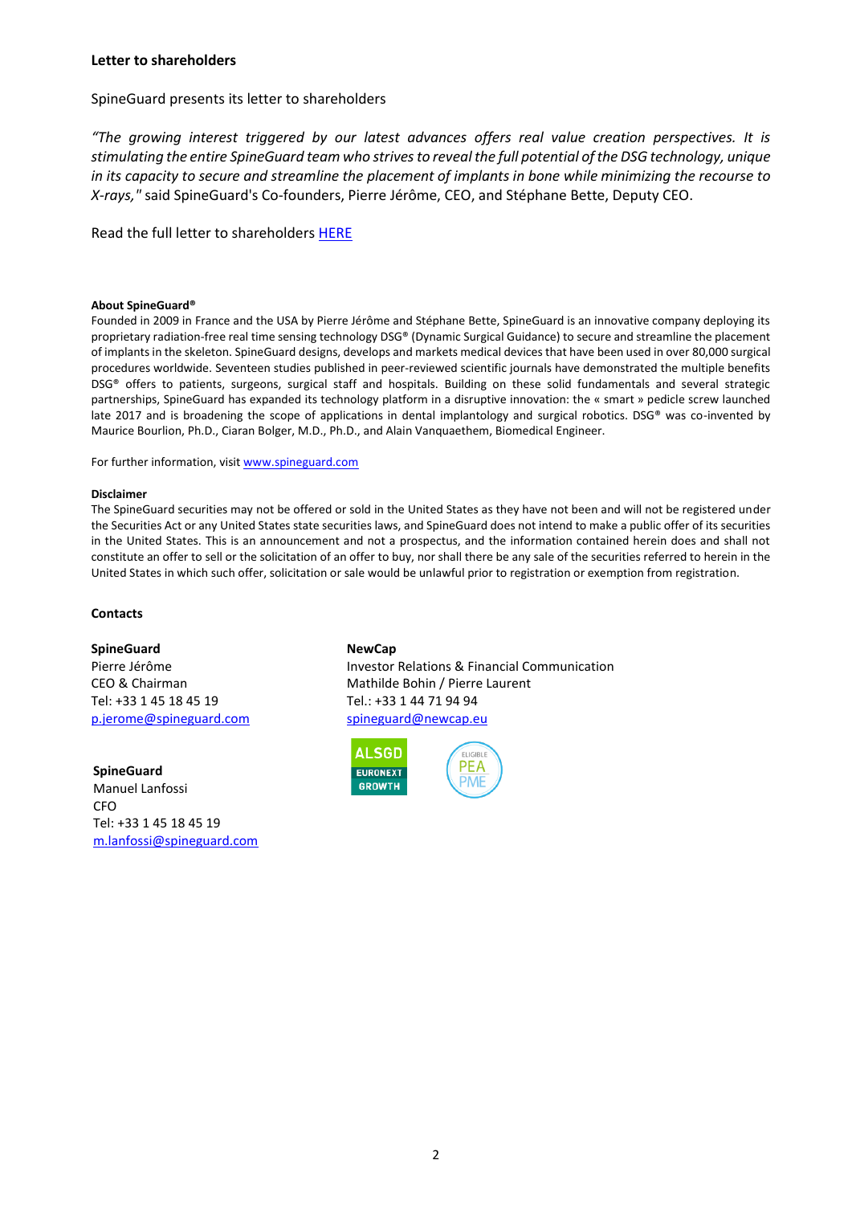**Letter to shareholders**

SpineGuard presents its letter to shareholders

*"The growing interest triggered by our latest advances offers real value creation perspectives. It is stimulating the entire SpineGuard team who strives to reveal the full potential of the DSG technology, unique in its capacity to secure and streamline the placement of implants in bone while minimizing the recourse to X-rays,"* said SpineGuard's Co-founders, Pierre Jérôme, CEO, and Stéphane Bette, Deputy CEO.

Read the full letter to shareholders HERE

**About SpineGuard®**

Founded in 2009 in France and the USA by Pierre Jérôme and Stéphane Bette, SpineGuard is an innovative company deploying its proprietary radiation-free real time sensing technology DSG® (Dynamic Surgical Guidance) to secure and streamline the placement of implants in the skeleton. SpineGuard designs, develops and markets medical devices that have been used in over 80,000 surgical procedures worldwide. Seventeen studies published in peer-reviewed scientific journals have demonstrated the multiple benefits DSG® offers to patients, surgeons, surgical staff and hospitals. Building on these solid fundamentals and several strategic partnerships, SpineGuard has expanded its technology platform in a disruptive innovation: the « smart » pedicle screw launched late 2017 and is broadening the scope of applications in dental implantology and surgical robotics. DSG® was co-invented by Maurice Bourlion, Ph.D., Ciaran Bolger, M.D., Ph.D., and Alain Vanquaethem, Biomedical Engineer.

For further information, visit www.spineguard.com

**Disclaimer**

The SpineGuard securities may not be offered or sold in the United States as they have not been and will not be registered under the Securities Act or any United States state securities laws, and SpineGuard does not intend to make a public offer of its securities in the United States. This is an announcement and not a prospectus, and the information contained herein does and shall not constitute an offer to sell or the solicitation of an offer to buy, nor shall there be any sale of the securities referred to herein in the United States in which such offer, solicitation or sale would be unlawful prior to registration or exemption from registration.

**Contacts**

**SpineGuard**
Pierre Jérôme
CEO & Chairman
Tel: +33 1 45 18 45 19
p.jerome@spineguard.com

**SpineGuard**
Manuel Lanfossi
CFO
Tel: +33 1 45 18 45 19
m.lanfossi@spineguard.com

**NewCap**
Investor Relations & Financial Communication
Mathilde Bohin / Pierre Laurent
Tel.: +33 1 44 71 94 94
spineguard@newcap.eu

ALSGD
EURONEXT GROWTH

ELIGIBLE PEA PME